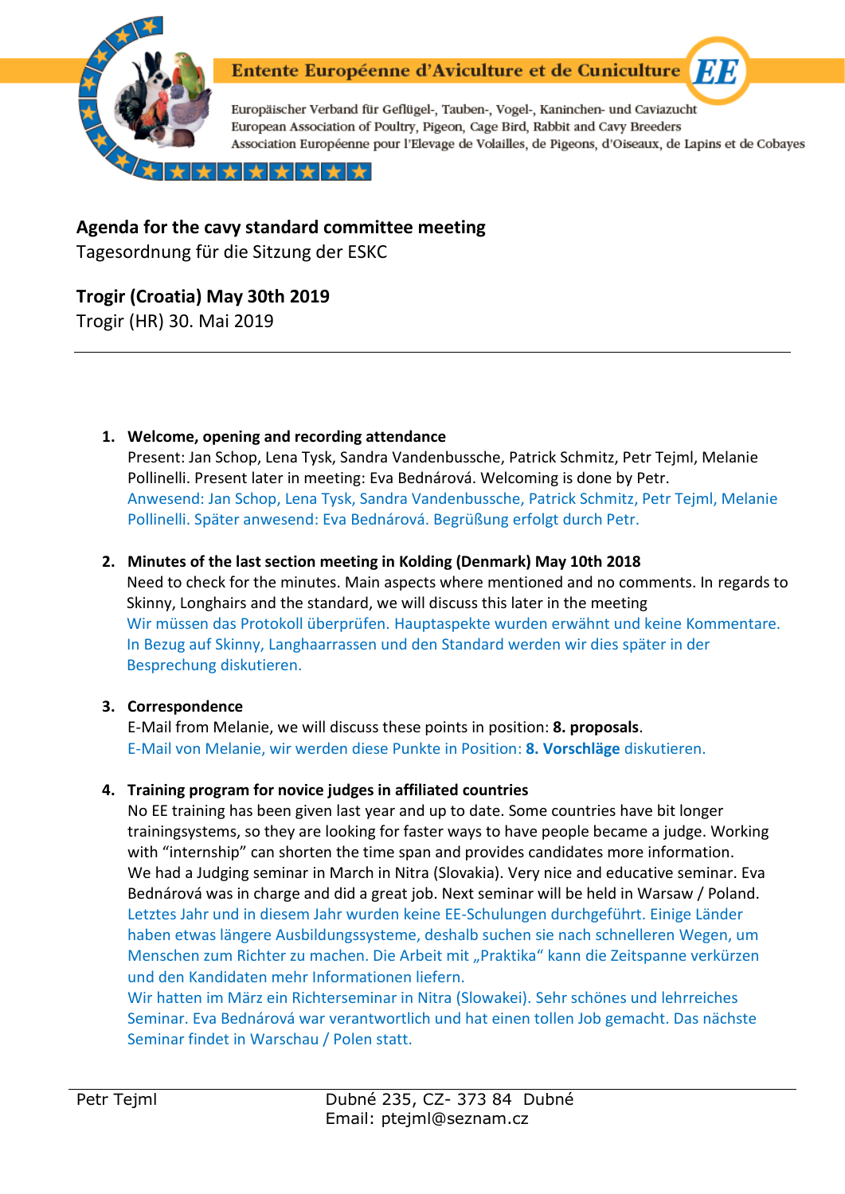Entente Européenne d'Aviculture et de Cuniculture

Europäischer Verband für Geflügel-, Tauben-, Vogel-, Kaninchen- und Caviazucht
European Association of Poultry, Pigeon, Cage Bird, Rabbit and Cavy Breeders
Association Européenne pour l'Elevage de Volailles, de Pigeons, d'Oiseaux, de Lapins et de Cobayes

**Agenda for the cavy standard committee meeting**
Tagesordnung für die Sitzung der ESKC

**Trogir (Croatia) May 30th 2019**
Trogir (HR) 30. Mai 2019

---

1. **Welcome, opening and recording attendance**
   Present: Jan Schop, Lena Tysk, Sandra Vandenbussche, Patrick Schmitz, Petr Tejml, Melanie Pollinelli. Present later in meeting: Eva Bednárová. Welcoming is done by Petr.
   Anwesend: Jan Schop, Lena Tysk, Sandra Vandenbussche, Patrick Schmitz, Petr Tejml, Melanie Pollinelli. Später anwesend: Eva Bednárová. Begrüßung erfolgt durch Petr.

2. **Minutes of the last section meeting in Kolding (Denmark) May 10th 2018**
   Need to check for the minutes. Main aspects where mentioned and no comments. In regards to Skinny, Longhairs and the standard, we will discuss this later in the meeting
   Wir müssen das Protokoll überprüfen. Hauptaspekte wurden erwähnt und keine Kommentare. In Bezug auf Skinny, Langhaarrassen und den Standard werden wir dies später in der Besprechung diskutieren.

3. **Correspondence**
   E-Mail from Melanie, we will discuss these points in position: **8. proposals**.
   E-Mail von Melanie, wir werden diese Punkte in Position: **8. Vorschläge** diskutieren.

4. **Training program for novice judges in affiliated countries**
   No EE training has been given last year and up to date. Some countries have bit longer trainingsystems, so they are looking for faster ways to have people became a judge. Working with "internship" can shorten the time span and provides candidates more information.
   We had a Judging seminar in March in Nitra (Slovakia). Very nice and educative seminar. Eva Bednárová was in charge and did a great job. Next seminar will be held in Warsaw / Poland.
   Letztes Jahr und in diesem Jahr wurden keine EE-Schulungen durchgeführt. Einige Länder haben etwas längere Ausbildungssysteme, deshalb suchen sie nach schnelleren Wegen, um Menschen zum Richter zu machen. Die Arbeit mit „Praktika" kann die Zeitspanne verkürzen und den Kandidaten mehr Informationen liefern.
   Wir hatten im März ein Richterseminar in Nitra (Slowakei). Sehr schönes und lehrreiches Seminar. Eva Bednárová war verantwortlich und hat einen tollen Job gemacht. Das nächste Seminar findet in Warschau / Polen statt.

---

Petr Tejml — Dubné 235, CZ- 373 84 Dubné
Email: ptejml@seznam.cz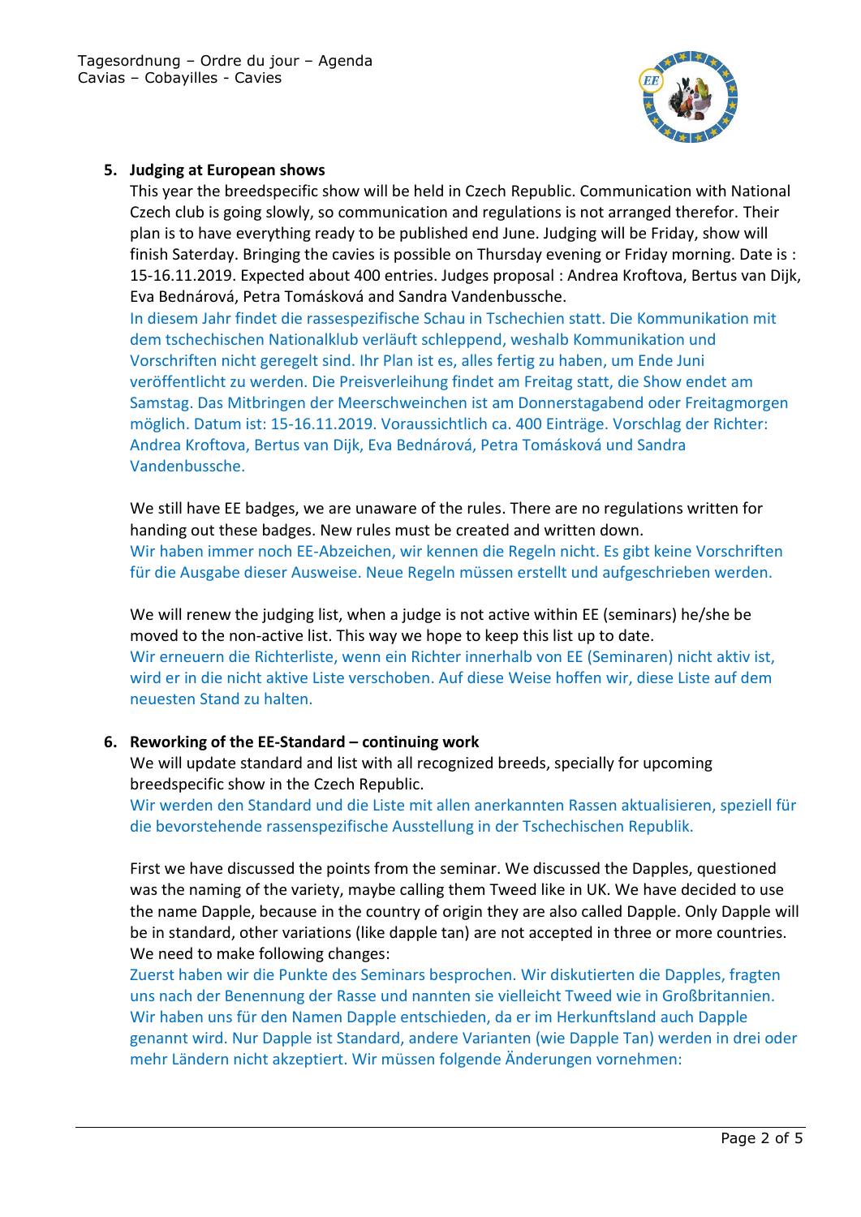5. **Judging at European shows**

This year the breedspecific show will be held in Czech Republic. Communication with National Czech club is going slowly, so communication and regulations is not arranged therefor. Their plan is to have everything ready to be published end June. Judging will be Friday, show will finish Saterday. Bringing the cavies is possible on Thursday evening or Friday morning. Date is : 15-16.11.2019. Expected about 400 entries. Judges proposal : Andrea Kroftova, Bertus van Dijk, Eva Bednárová, Petra Tomásková and Sandra Vandenbussche.

In diesem Jahr findet die rassespezifische Schau in Tschechien statt. Die Kommunikation mit dem tschechischen Nationalklub verläuft schleppend, weshalb Kommunikation und Vorschriften nicht geregelt sind. Ihr Plan ist es, alles fertig zu haben, um Ende Juni veröffentlicht zu werden. Die Preisverleihung findet am Freitag statt, die Show endet am Samstag. Das Mitbringen der Meerschweinchen ist am Donnerstagabend oder Freitagmorgen möglich. Datum ist: 15-16.11.2019. Voraussichtlich ca. 400 Einträge. Vorschlag der Richter: Andrea Kroftova, Bertus van Dijk, Eva Bednárová, Petra Tomásková und Sandra Vandenbussche.

We still have EE badges, we are unaware of the rules. There are no regulations written for handing out these badges. New rules must be created and written down.

Wir haben immer noch EE-Abzeichen, wir kennen die Regeln nicht. Es gibt keine Vorschriften für die Ausgabe dieser Ausweise. Neue Regeln müssen erstellt und aufgeschrieben werden.

We will renew the judging list, when a judge is not active within EE (seminars) he/she be moved to the non-active list. This way we hope to keep this list up to date.

Wir erneuern die Richterliste, wenn ein Richter innerhalb von EE (Seminaren) nicht aktiv ist, wird er in die nicht aktive Liste verschoben. Auf diese Weise hoffen wir, diese Liste auf dem neuesten Stand zu halten.

6. **Reworking of the EE-Standard – continuing work**

We will update standard and list with all recognized breeds, specially for upcoming breedspecific show in the Czech Republic.

Wir werden den Standard und die Liste mit allen anerkannten Rassen aktualisieren, speziell für die bevorstehende rassenspezifische Ausstellung in der Tschechischen Republik.

First we have discussed the points from the seminar. We discussed the Dapples, questioned was the naming of the variety, maybe calling them Tweed like in UK. We have decided to use the name Dapple, because in the country of origin they are also called Dapple. Only Dapple will be in standard, other variations (like dapple tan) are not accepted in three or more countries. We need to make following changes:

Zuerst haben wir die Punkte des Seminars besprochen. Wir diskutierten die Dapples, fragten uns nach der Benennung der Rasse und nannten sie vielleicht Tweed wie in Großbritannien. Wir haben uns für den Namen Dapple entschieden, da er im Herkunftsland auch Dapple genannt wird. Nur Dapple ist Standard, andere Varianten (wie Dapple Tan) werden in drei oder mehr Ländern nicht akzeptiert. Wir müssen folgende Änderungen vornehmen: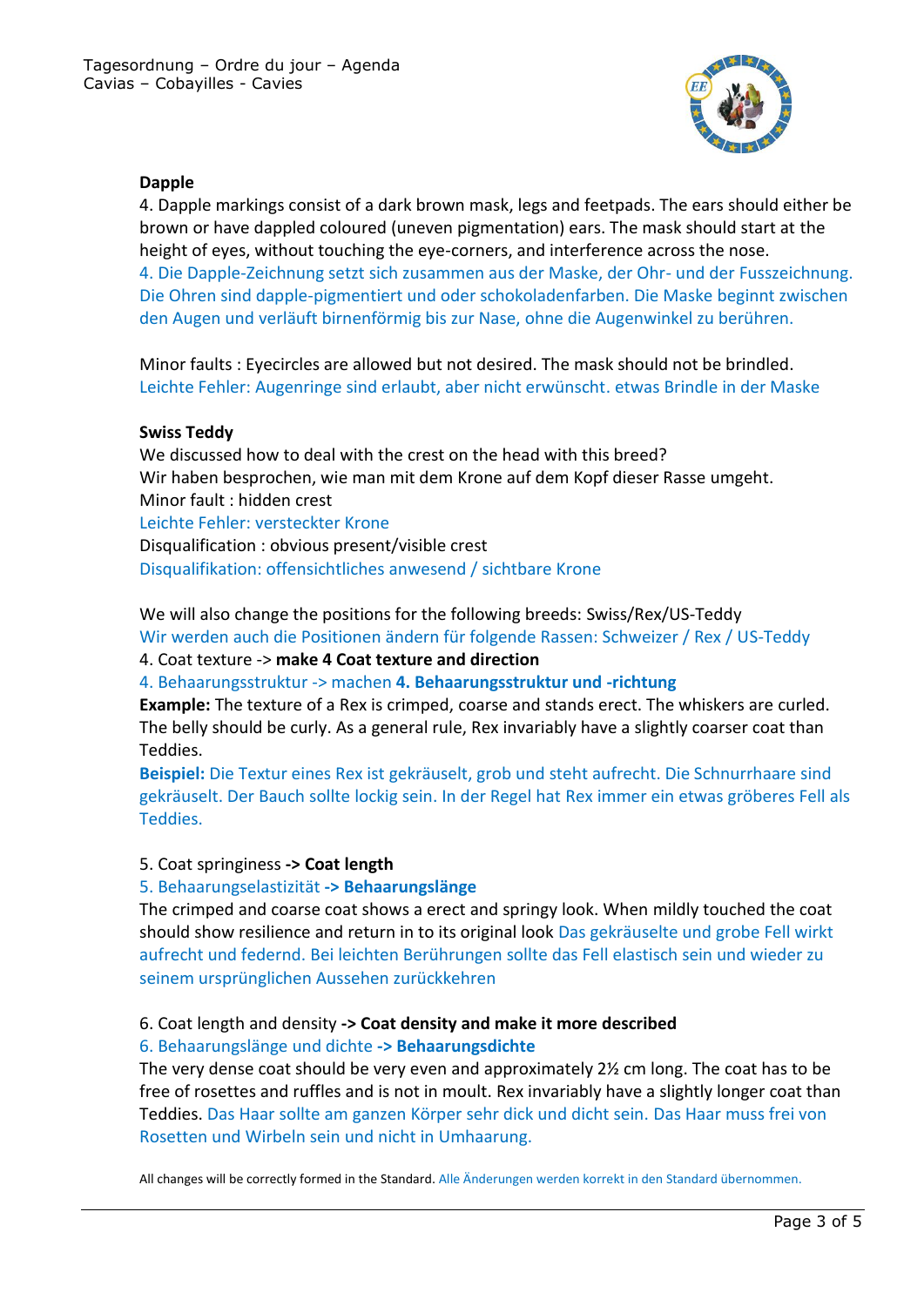**Dapple**

4. Dapple markings consist of a dark brown mask, legs and feetpads. The ears should either be brown or have dappled coloured (uneven pigmentation) ears. The mask should start at the height of eyes, without touching the eye-corners, and interference across the nose.

4. Die Dapple-Zeichnung setzt sich zusammen aus der Maske, der Ohr- und der Fusszeichnung. Die Ohren sind dapple-pigmentiert und oder schokoladenfarben. Die Maske beginnt zwischen den Augen und verläuft birnenförmig bis zur Nase, ohne die Augenwinkel zu berühren.

Minor faults : Eyecircles are allowed but not desired. The mask should not be brindled.
Leichte Fehler: Augenringe sind erlaubt, aber nicht erwünscht. etwas Brindle in der Maske

**Swiss Teddy**

We discussed how to deal with the crest on the head with this breed?
Wir haben besprochen, wie man mit dem Krone auf dem Kopf dieser Rasse umgeht.
Minor fault : hidden crest
Leichte Fehler: versteckter Krone
Disqualification : obvious present/visible crest
Disqualifikation: offensichtliches anwesend / sichtbare Krone

We will also change the positions for the following breeds: Swiss/Rex/US-Teddy
Wir werden auch die Positionen ändern für folgende Rassen: Schweizer / Rex / US-Teddy
4. Coat texture -> **make 4 Coat texture and direction**
4. Behaarungsstruktur -> machen **4. Behaarungsstruktur und -richtung**
**Example:** The texture of a Rex is crimped, coarse and stands erect. The whiskers are curled. The belly should be curly. As a general rule, Rex invariably have a slightly coarser coat than Teddies.
**Beispiel:** Die Textur eines Rex ist gekräuselt, grob und steht aufrecht. Die Schnurrhaare sind gekräuselt. Der Bauch sollte lockig sein. In der Regel hat Rex immer ein etwas gröberes Fell als Teddies.

5. Coat springiness **-> Coat length**
5. Behaarungselastizität **-> Behaarungslänge**
The crimped and coarse coat shows a erect and springy look. When mildly touched the coat should show resilience and return in to its original look Das gekräuselte und grobe Fell wirkt aufrecht und federnd. Bei leichten Berührungen sollte das Fell elastisch sein und wieder zu seinem ursprünglichen Aussehen zurückkehren

6. Coat length and density **-> Coat density and make it more described**
6. Behaarungslänge und dichte **-> Behaarungsdichte**
The very dense coat should be very even and approximately 2½ cm long. The coat has to be free of rosettes and ruffles and is not in moult. Rex invariably have a slightly longer coat than Teddies. Das Haar sollte am ganzen Körper sehr dick und dicht sein. Das Haar muss frei von Rosetten und Wirbeln sein und nicht in Umhaarung.

All changes will be correctly formed in the Standard. Alle Änderungen werden korrekt in den Standard übernommen.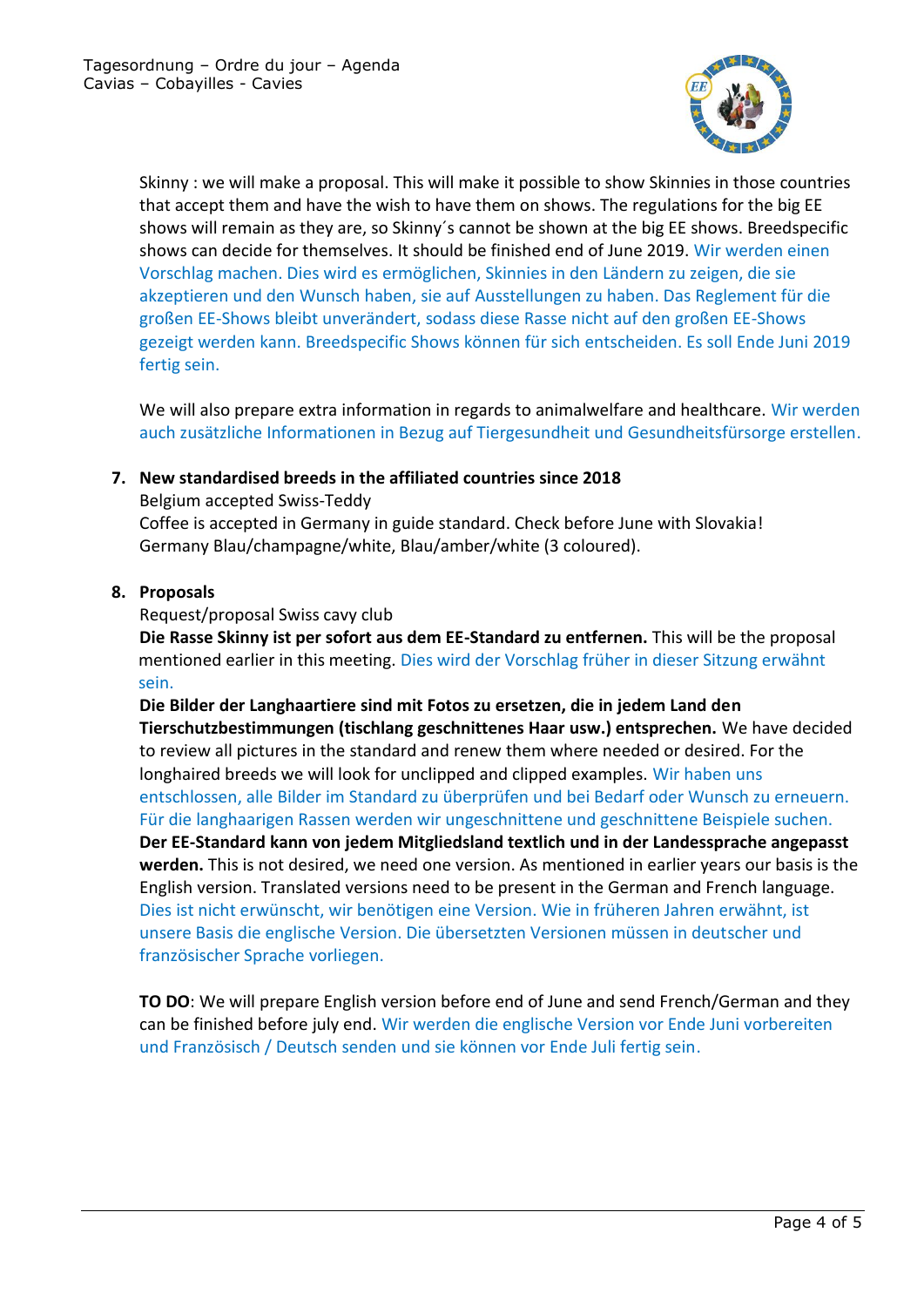Skinny : we will make a proposal. This will make it possible to show Skinnies in those countries that accept them and have the wish to have them on shows. The regulations for the big EE shows will remain as they are, so Skinny´s cannot be shown at the big EE shows. Breedspecific shows can decide for themselves. It should be finished end of June 2019. Wir werden einen Vorschlag machen. Dies wird es ermöglichen, Skinnies in den Ländern zu zeigen, die sie akzeptieren und den Wunsch haben, sie auf Ausstellungen zu haben. Das Reglement für die großen EE-Shows bleibt unverändert, sodass diese Rasse nicht auf den großen EE-Shows gezeigt werden kann. Breedspecific Shows können für sich entscheiden. Es soll Ende Juni 2019 fertig sein.

We will also prepare extra information in regards to animalwelfare and healthcare. Wir werden auch zusätzliche Informationen in Bezug auf Tiergesundheit und Gesundheitsfürsorge erstellen.

7. **New standardised breeds in the affiliated countries since 2018**
   Belgium accepted Swiss-Teddy
   Coffee is accepted in Germany in guide standard. Check before June with Slovakia!
   Germany Blau/champagne/white, Blau/amber/white (3 coloured).

8. **Proposals**
   Request/proposal Swiss cavy club
   **Die Rasse Skinny ist per sofort aus dem EE-Standard zu entfernen.** This will be the proposal mentioned earlier in this meeting. Dies wird der Vorschlag früher in dieser Sitzung erwähnt sein.
   **Die Bilder der Langhaartiere sind mit Fotos zu ersetzen, die in jedem Land den Tierschutzbestimmungen (tischlang geschnittenes Haar usw.) entsprechen.** We have decided to review all pictures in the standard and renew them where needed or desired. For the longhaired breeds we will look for unclipped and clipped examples. Wir haben uns entschlossen, alle Bilder im Standard zu überprüfen und bei Bedarf oder Wunsch zu erneuern. Für die langhaarigen Rassen werden wir ungeschnittene und geschnittene Beispiele suchen.
   **Der EE-Standard kann von jedem Mitgliedsland textlich und in der Landessprache angepasst werden.** This is not desired, we need one version. As mentioned in earlier years our basis is the English version. Translated versions need to be present in the German and French language. Dies ist nicht erwünscht, wir benötigen eine Version. Wie in früheren Jahren erwähnt, ist unsere Basis die englische Version. Die übersetzten Versionen müssen in deutscher und französischer Sprache vorliegen.

   **TO DO**: We will prepare English version before end of June and send French/German and they can be finished before july end. Wir werden die englische Version vor Ende Juni vorbereiten und Französisch / Deutsch senden und sie können vor Ende Juli fertig sein.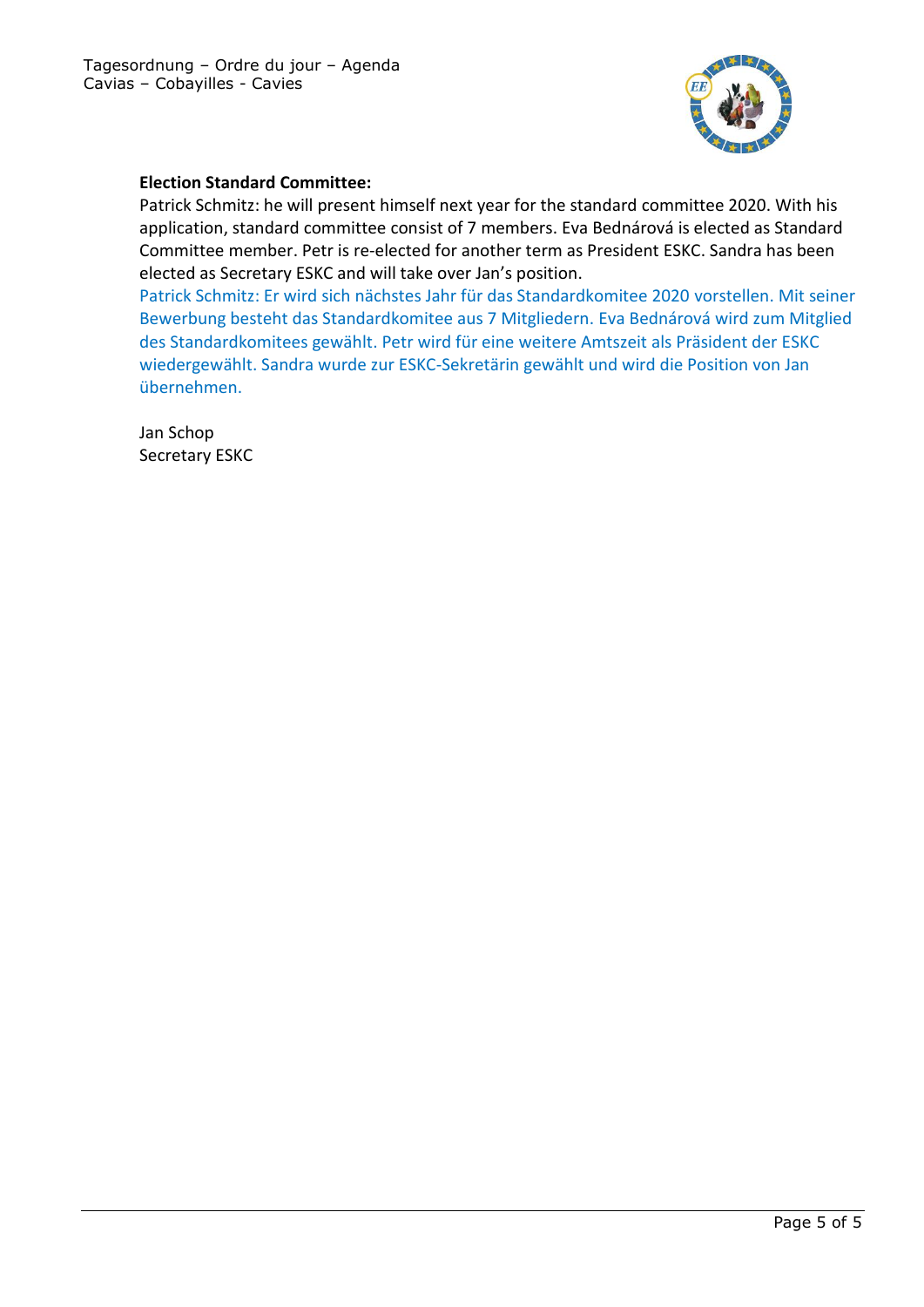**Election Standard Committee:**

Patrick Schmitz: he will present himself next year for the standard committee 2020. With his application, standard committee consist of 7 members. Eva Bednárová is elected as Standard Committee member. Petr is re-elected for another term as President ESKC. Sandra has been elected as Secretary ESKC and will take over Jan's position.

Patrick Schmitz: Er wird sich nächstes Jahr für das Standardkomitee 2020 vorstellen. Mit seiner Bewerbung besteht das Standardkomitee aus 7 Mitgliedern. Eva Bednárová wird zum Mitglied des Standardkomitees gewählt. Petr wird für eine weitere Amtszeit als Präsident der ESKC wiedergewählt. Sandra wurde zur ESKC-Sekretärin gewählt und wird die Position von Jan übernehmen.

Jan Schop
Secretary ESKC